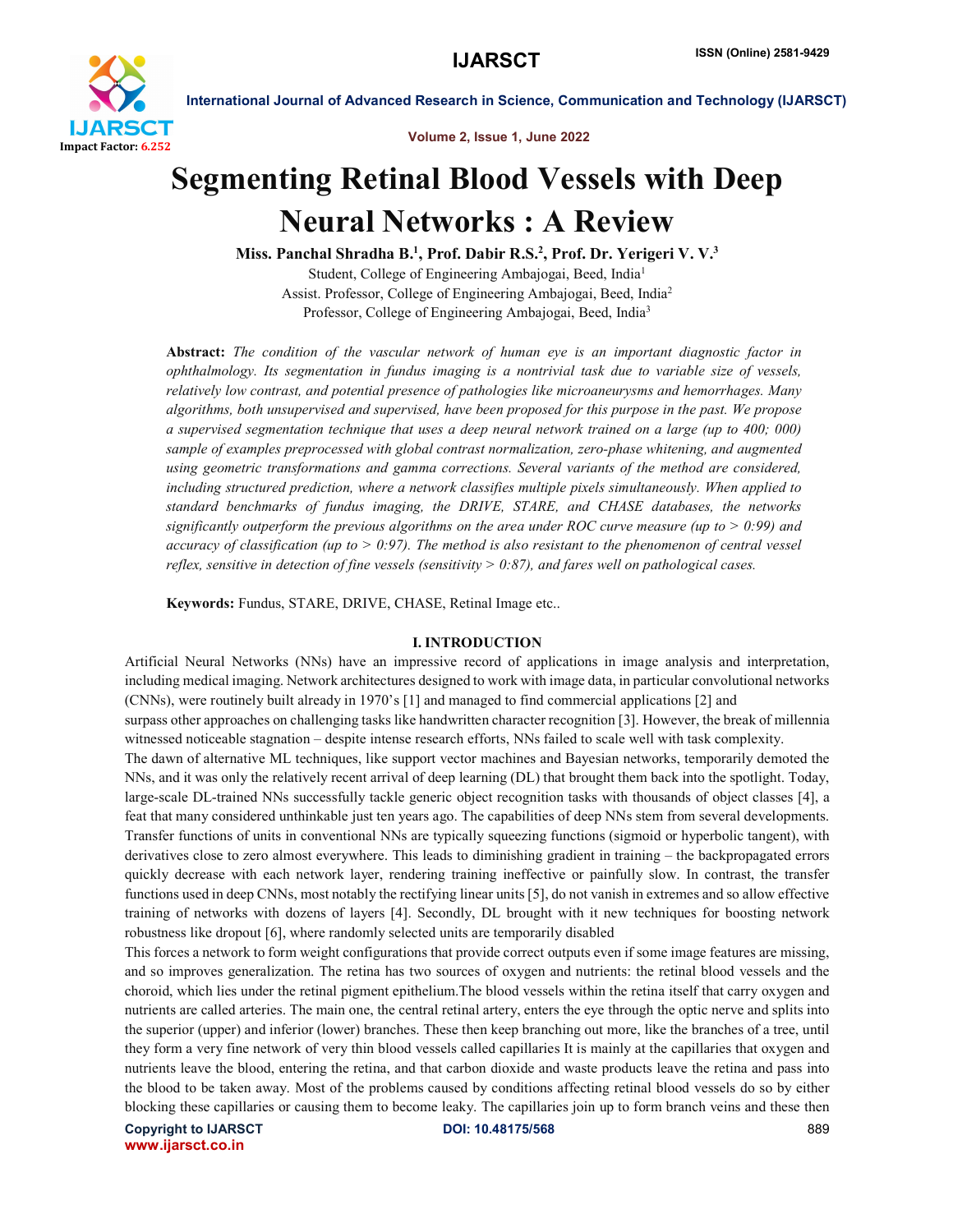# Segmenting Retinal Blood Vessels with Deep Neural Networks : A Review

**Miss. Panchal Shradha B.[1], Prof. Dabir R.S.[2], Prof. Dr. Yerigeri V. V.[3]**

Student, College of Engineering Ambajogai, Beed, India[1]

Assist. Professor, College of Engineering Ambajogai, Beed, India[2]

Professor, College of Engineering Ambajogai, Beed, India[3]

**Abstract:** *The condition of the vascular network of human eye is an important diagnostic factor in ophthalmology. Its segmentation in fundus imaging is a nontrivial task due to variable size of vessels, relatively low contrast, and potential presence of pathologies like microaneurysms and hemorrhages. Many algorithms, both unsupervised and supervised, have been proposed for this purpose in the past. We propose a supervised segmentation technique that uses a deep neural network trained on a large (up to 400; 000) sample of examples preprocessed with global contrast normalization, zero-phase whitening, and augmented using geometric transformations and gamma corrections. Several variants of the method are considered, including structured prediction, where a network classifies multiple pixels simultaneously. When applied to standard benchmarks of fundus imaging, the DRIVE, STARE, and CHASE databases, the networks significantly outperform the previous algorithms on the area under ROC curve measure (up to > 0:99) and accuracy of classification (up to > 0:97). The method is also resistant to the phenomenon of central vessel reflex, sensitive in detection of fine vessels (sensitivity > 0:87), and fares well on pathological cases.*

**Keywords:** Fundus, STARE, DRIVE, CHASE, Retinal Image etc..

## I. INTRODUCTION

Artificial Neural Networks (NNs) have an impressive record of applications in image analysis and interpretation, including medical imaging. Network architectures designed to work with image data, in particular convolutional networks (CNNs), were routinely built already in 1970's [1] and managed to find commercial applications [2] and surpass other approaches on challenging tasks like handwritten character recognition [3]. However, the break of millennia witnessed noticeable stagnation – despite intense research efforts, NNs failed to scale well with task complexity.

The dawn of alternative ML techniques, like support vector machines and Bayesian networks, temporarily demoted the NNs, and it was only the relatively recent arrival of deep learning (DL) that brought them back into the spotlight. Today, large-scale DL-trained NNs successfully tackle generic object recognition tasks with thousands of object classes [4], a feat that many considered unthinkable just ten years ago. The capabilities of deep NNs stem from several developments. Transfer functions of units in conventional NNs are typically squeezing functions (sigmoid or hyperbolic tangent), with derivatives close to zero almost everywhere. This leads to diminishing gradient in training – the backpropagated errors quickly decrease with each network layer, rendering training ineffective or painfully slow. In contrast, the transfer functions used in deep CNNs, most notably the rectifying linear units [5], do not vanish in extremes and so allow effective training of networks with dozens of layers [4]. Secondly, DL brought with it new techniques for boosting network robustness like dropout [6], where randomly selected units are temporarily disabled

This forces a network to form weight configurations that provide correct outputs even if some image features are missing, and so improves generalization. The retina has two sources of oxygen and nutrients: the retinal blood vessels and the choroid, which lies under the retinal pigment epithelium.The blood vessels within the retina itself that carry oxygen and nutrients are called arteries. The main one, the central retinal artery, enters the eye through the optic nerve and splits into the superior (upper) and inferior (lower) branches. These then keep branching out more, like the branches of a tree, until they form a very fine network of very thin blood vessels called capillaries It is mainly at the capillaries that oxygen and nutrients leave the blood, entering the retina, and that carbon dioxide and waste products leave the retina and pass into the blood to be taken away. Most of the problems caused by conditions affecting retinal blood vessels do so by either blocking these capillaries or causing them to become leaky. The capillaries join up to form branch veins and these then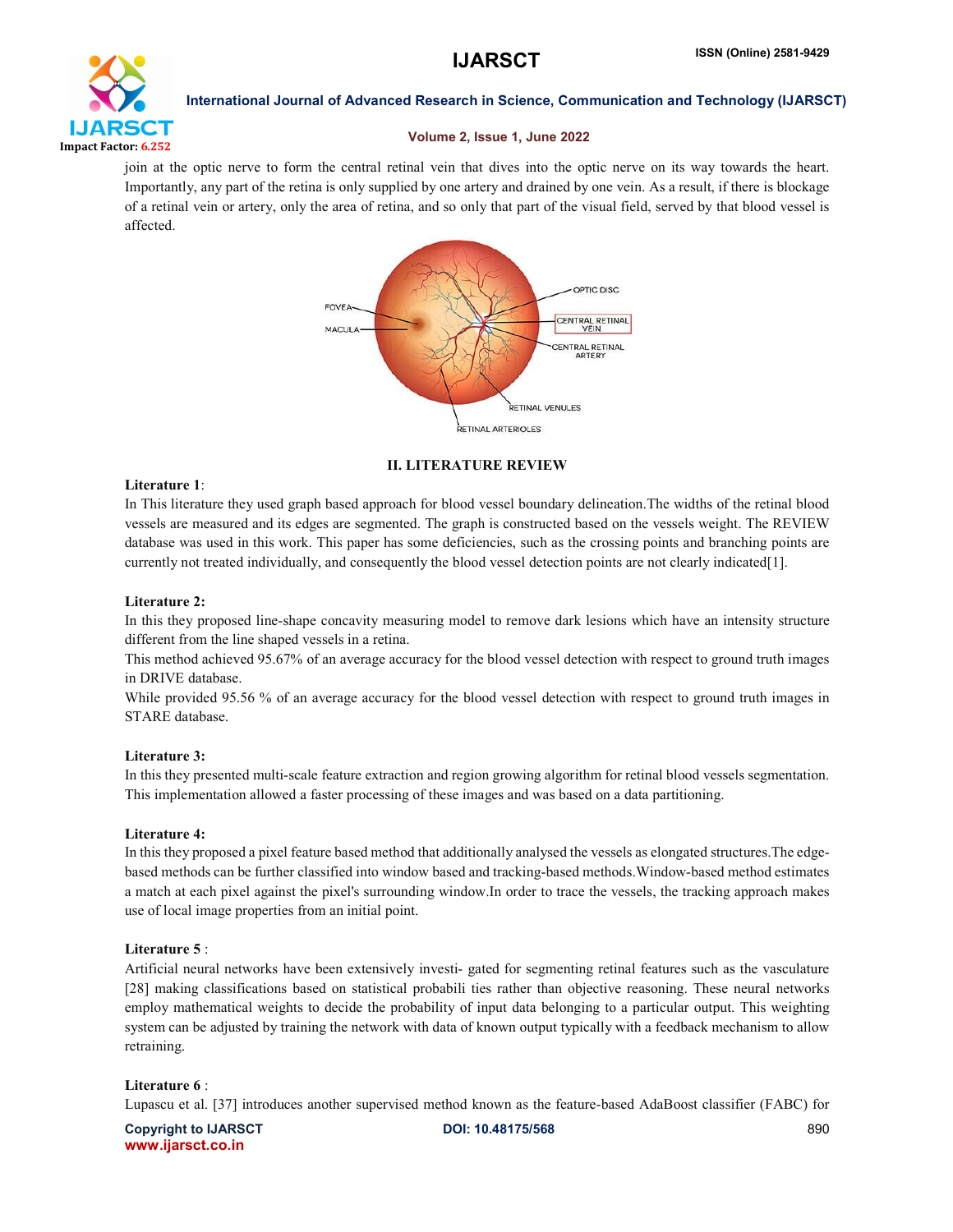join at the optic nerve to form the central retinal vein that dives into the optic nerve on its way towards the heart. Importantly, any part of the retina is only supplied by one artery and drained by one vein. As a result, if there is blockage of a retinal vein or artery, only the area of retina, and so only that part of the visual field, served by that blood vessel is affected.

## II. LITERATURE REVIEW

**Literature 1**:

In This literature they used graph based approach for blood vessel boundary delineation.The widths of the retinal blood vessels are measured and its edges are segmented. The graph is constructed based on the vessels weight. The REVIEW database was used in this work. This paper has some deficiencies, such as the crossing points and branching points are currently not treated individually, and consequently the blood vessel detection points are not clearly indicated[1].

**Literature 2:**

In this they proposed line-shape concavity measuring model to remove dark lesions which have an intensity structure different from the line shaped vessels in a retina.

This method achieved 95.67% of an average accuracy for the blood vessel detection with respect to ground truth images in DRIVE database.

While provided 95.56 % of an average accuracy for the blood vessel detection with respect to ground truth images in STARE database.

**Literature 3:**

In this they presented multi-scale feature extraction and region growing algorithm for retinal blood vessels segmentation. This implementation allowed a faster processing of these images and was based on a data partitioning.

**Literature 4:**

In this they proposed a pixel feature based method that additionally analysed the vessels as elongated structures.The edge-based methods can be further classified into window based and tracking-based methods.Window-based method estimates a match at each pixel against the pixel's surrounding window.In order to trace the vessels, the tracking approach makes use of local image properties from an initial point.

**Literature 5** :

Artificial neural networks have been extensively investi- gated for segmenting retinal features such as the vasculature [28] making classifications based on statistical probabili ties rather than objective reasoning. These neural networks employ mathematical weights to decide the probability of input data belonging to a particular output. This weighting system can be adjusted by training the network with data of known output typically with a feedback mechanism to allow retraining.

**Literature 6** :

Lupascu et al. [37] introduces another supervised method known as the feature-based AdaBoost classifier (FABC) for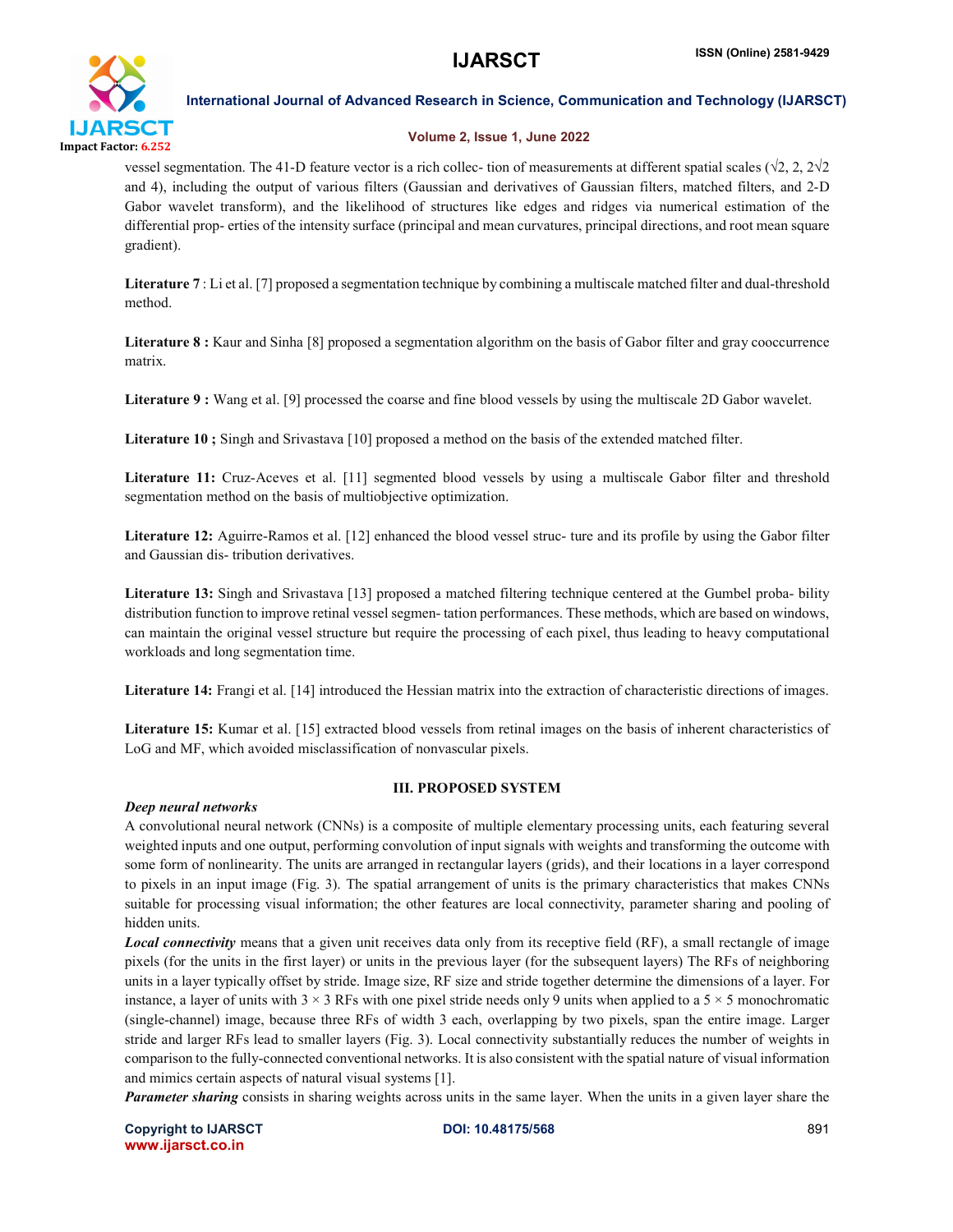vessel segmentation. The 41-D feature vector is a rich collec- tion of measurements at different spatial scales ($\sqrt{2}$, 2, $2\sqrt{2}$ and 4), including the output of various filters (Gaussian and derivatives of Gaussian filters, matched filters, and 2-D Gabor wavelet transform), and the likelihood of structures like edges and ridges via numerical estimation of the differential prop- erties of the intensity surface (principal and mean curvatures, principal directions, and root mean square gradient).

**Literature 7** : Li et al. [7] proposed a segmentation technique by combining a multiscale matched filter and dual-threshold method.

**Literature 8 :** Kaur and Sinha [8] proposed a segmentation algorithm on the basis of Gabor filter and gray cooccurrence matrix.

**Literature 9 :** Wang et al. [9] processed the coarse and fine blood vessels by using the multiscale 2D Gabor wavelet.

**Literature 10 ;** Singh and Srivastava [10] proposed a method on the basis of the extended matched filter.

**Literature 11:** Cruz-Aceves et al. [11] segmented blood vessels by using a multiscale Gabor filter and threshold segmentation method on the basis of multiobjective optimization.

**Literature 12:** Aguirre-Ramos et al. [12] enhanced the blood vessel struc- ture and its profile by using the Gabor filter and Gaussian dis- tribution derivatives.

**Literature 13:** Singh and Srivastava [13] proposed a matched filtering technique centered at the Gumbel proba- bility distribution function to improve retinal vessel segmen- tation performances. These methods, which are based on windows, can maintain the original vessel structure but require the processing of each pixel, thus leading to heavy computational workloads and long segmentation time.

**Literature 14:** Frangi et al. [14] introduced the Hessian matrix into the extraction of characteristic directions of images.

**Literature 15:** Kumar et al. [15] extracted blood vessels from retinal images on the basis of inherent characteristics of LoG and MF, which avoided misclassification of nonvascular pixels.

## III. PROPOSED SYSTEM

***Deep neural networks***

A convolutional neural network (CNNs) is a composite of multiple elementary processing units, each featuring several weighted inputs and one output, performing convolution of input signals with weights and transforming the outcome with some form of nonlinearity. The units are arranged in rectangular layers (grids), and their locations in a layer correspond to pixels in an input image (Fig. 3). The spatial arrangement of units is the primary characteristics that makes CNNs suitable for processing visual information; the other features are local connectivity, parameter sharing and pooling of hidden units.

***Local connectivity*** means that a given unit receives data only from its receptive field (RF), a small rectangle of image pixels (for the units in the first layer) or units in the previous layer (for the subsequent layers) The RFs of neighboring units in a layer typically offset by stride. Image size, RF size and stride together determine the dimensions of a layer. For instance, a layer of units with $3 \times 3$ RFs with one pixel stride needs only 9 units when applied to a $5 \times 5$ monochromatic (single-channel) image, because three RFs of width 3 each, overlapping by two pixels, span the entire image. Larger stride and larger RFs lead to smaller layers (Fig. 3). Local connectivity substantially reduces the number of weights in comparison to the fully-connected conventional networks. It is also consistent with the spatial nature of visual information and mimics certain aspects of natural visual systems [1].

***Parameter sharing*** consists in sharing weights across units in the same layer. When the units in a given layer share the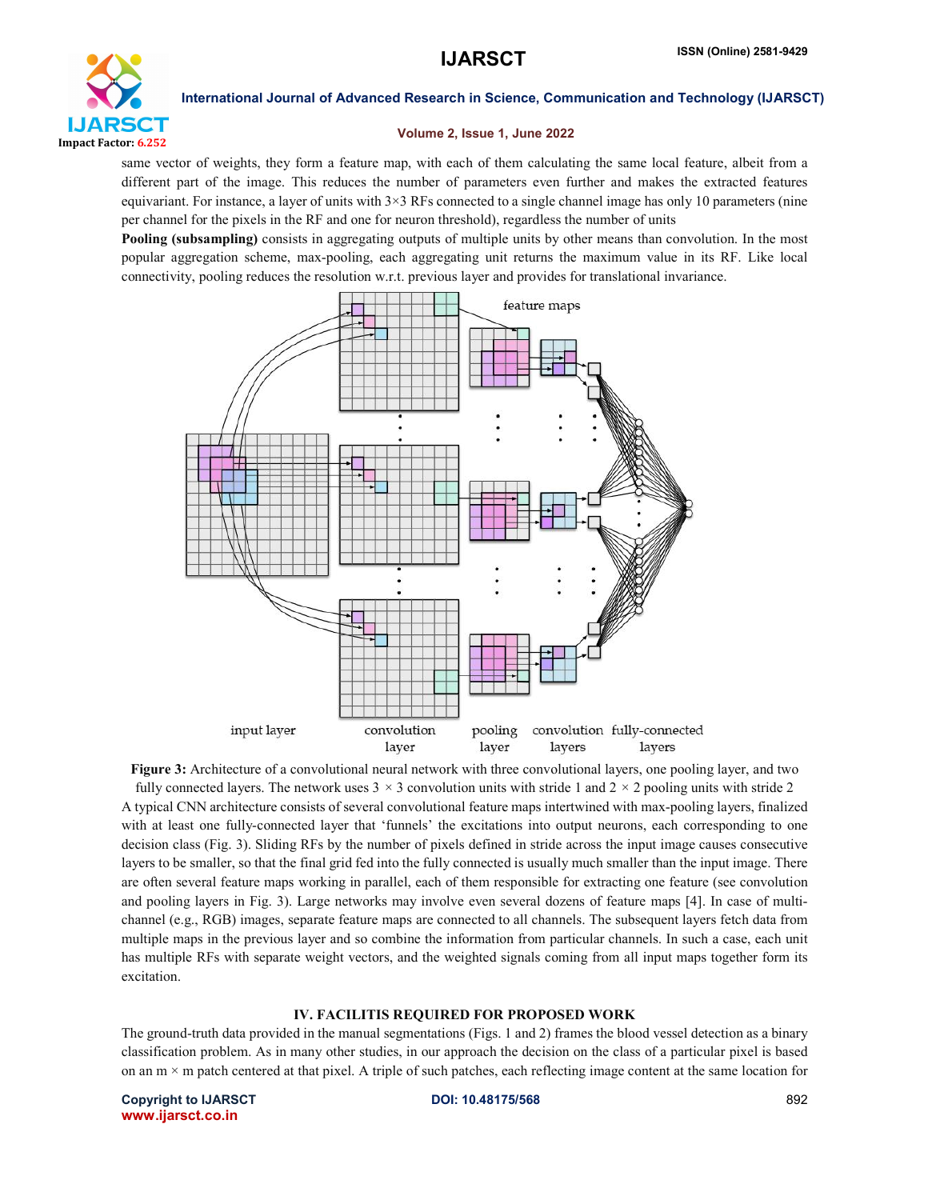same vector of weights, they form a feature map, with each of them calculating the same local feature, albeit from a different part of the image. This reduces the number of parameters even further and makes the extracted features equivariant. For instance, a layer of units with 3×3 RFs connected to a single channel image has only 10 parameters (nine per channel for the pixels in the RF and one for neuron threshold), regardless the number of units

**Pooling (subsampling)** consists in aggregating outputs of multiple units by other means than convolution. In the most popular aggregation scheme, max-pooling, each aggregating unit returns the maximum value in its RF. Like local connectivity, pooling reduces the resolution w.r.t. previous layer and provides for translational invariance.

**Figure 3:** Architecture of a convolutional neural network with three convolutional layers, one pooling layer, and two fully connected layers. The network uses 3 × 3 convolution units with stride 1 and 2 × 2 pooling units with stride 2

A typical CNN architecture consists of several convolutional feature maps intertwined with max-pooling layers, finalized with at least one fully-connected layer that 'funnels' the excitations into output neurons, each corresponding to one decision class (Fig. 3). Sliding RFs by the number of pixels defined in stride across the input image causes consecutive layers to be smaller, so that the final grid fed into the fully connected is usually much smaller than the input image. There are often several feature maps working in parallel, each of them responsible for extracting one feature (see convolution and pooling layers in Fig. 3). Large networks may involve even several dozens of feature maps [4]. In case of multi-channel (e.g., RGB) images, separate feature maps are connected to all channels. The subsequent layers fetch data from multiple maps in the previous layer and so combine the information from particular channels. In such a case, each unit has multiple RFs with separate weight vectors, and the weighted signals coming from all input maps together form its excitation.

## IV. FACILITIS REQUIRED FOR PROPOSED WORK

The ground-truth data provided in the manual segmentations (Figs. 1 and 2) frames the blood vessel detection as a binary classification problem. As in many other studies, in our approach the decision on the class of a particular pixel is based on an m × m patch centered at that pixel. A triple of such patches, each reflecting image content at the same location for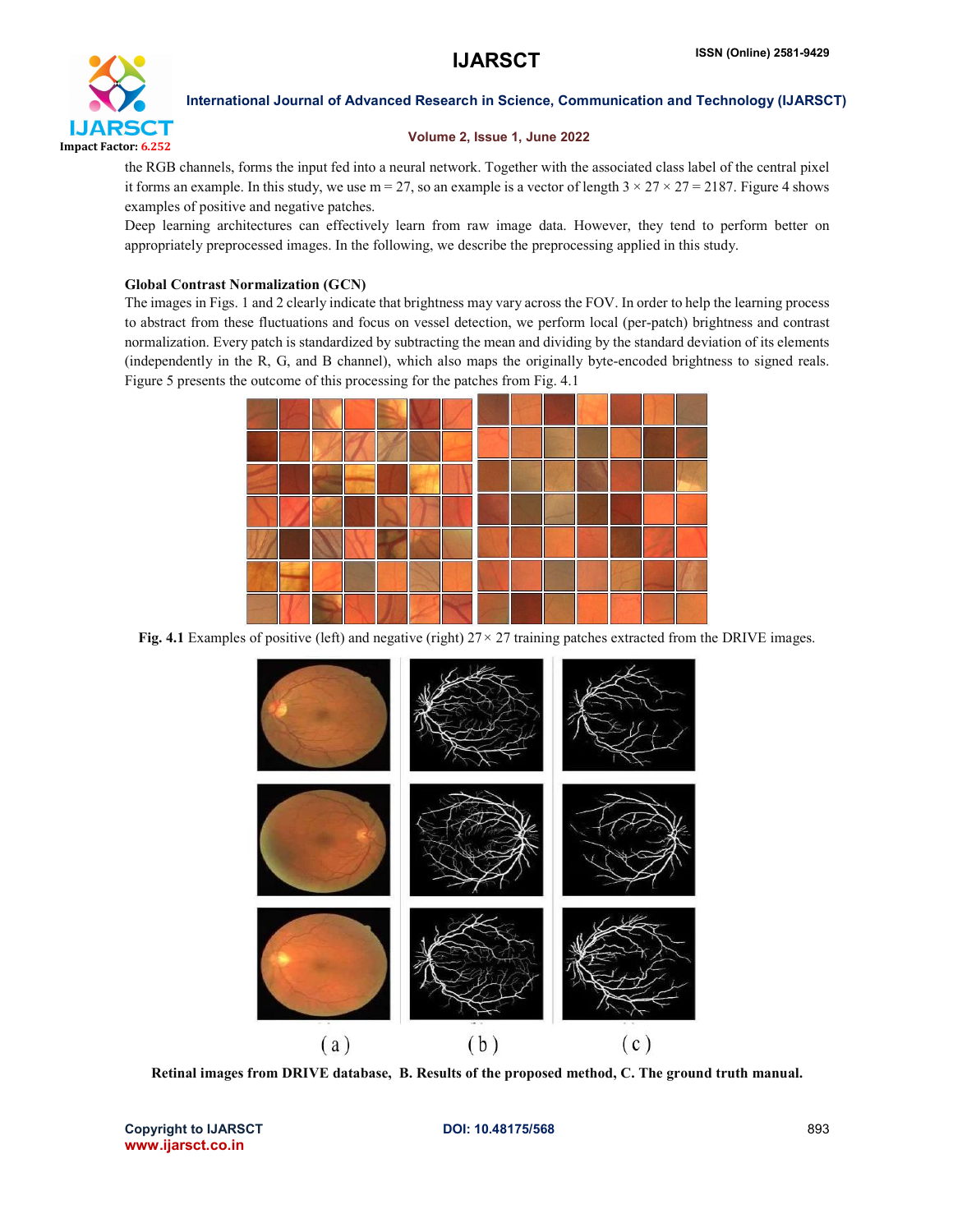the RGB channels, forms the input fed into a neural network. Together with the associated class label of the central pixel it forms an example. In this study, we use m = 27, so an example is a vector of length 3 × 27 × 27 = 2187. Figure 4 shows examples of positive and negative patches.

Deep learning architectures can effectively learn from raw image data. However, they tend to perform better on appropriately preprocessed images. In the following, we describe the preprocessing applied in this study.

### Global Contrast Normalization (GCN)

The images in Figs. 1 and 2 clearly indicate that brightness may vary across the FOV. In order to help the learning process to abstract from these fluctuations and focus on vessel detection, we perform local (per-patch) brightness and contrast normalization. Every patch is standardized by subtracting the mean and dividing by the standard deviation of its elements (independently in the R, G, and B channel), which also maps the originally byte-encoded brightness to signed reals. Figure 5 presents the outcome of this processing for the patches from Fig. 4.1

**Fig. 4.1** Examples of positive (left) and negative (right) 27× 27 training patches extracted from the DRIVE images.

(a) (b) (c)

**Retinal images from DRIVE database, B. Results of the proposed method, C. The ground truth manual.**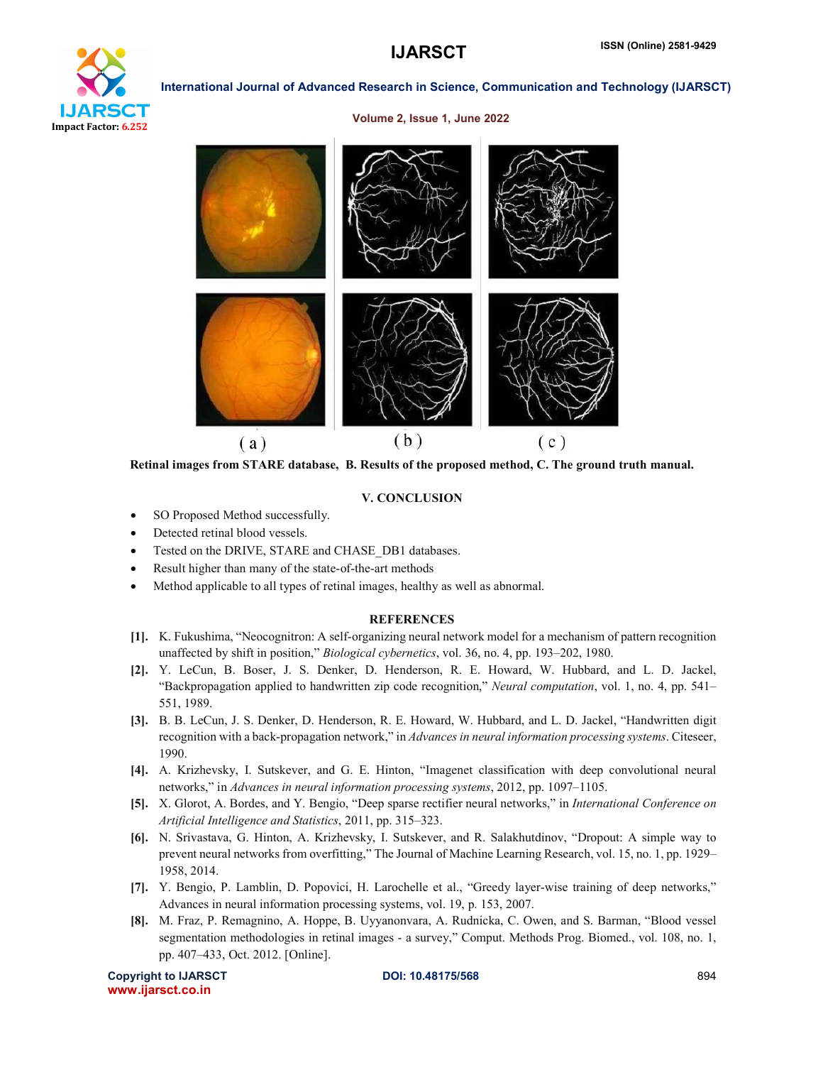( a ) ( b ) ( c )

**Retinal images from STARE database, B. Results of the proposed method, C. The ground truth manual.**

## V. CONCLUSION

- SO Proposed Method successfully.
- Detected retinal blood vessels.
- Tested on the DRIVE, STARE and CHASE_DB1 databases.
- Result higher than many of the state-of-the-art methods
- Method applicable to all types of retinal images, healthy as well as abnormal.

## REFERENCES

**[1].** K. Fukushima, "Neocognitron: A self-organizing neural network model for a mechanism of pattern recognition unaffected by shift in position," *Biological cybernetics*, vol. 36, no. 4, pp. 193–202, 1980.

**[2].** Y. LeCun, B. Boser, J. S. Denker, D. Henderson, R. E. Howard, W. Hubbard, and L. D. Jackel, "Backpropagation applied to handwritten zip code recognition," *Neural computation*, vol. 1, no. 4, pp. 541–551, 1989.

**[3].** B. B. LeCun, J. S. Denker, D. Henderson, R. E. Howard, W. Hubbard, and L. D. Jackel, "Handwritten digit recognition with a back-propagation network," in *Advances in neural information processing systems*. Citeseer, 1990.

**[4].** A. Krizhevsky, I. Sutskever, and G. E. Hinton, "Imagenet classification with deep convolutional neural networks," in *Advances in neural information processing systems*, 2012, pp. 1097–1105.

**[5].** X. Glorot, A. Bordes, and Y. Bengio, "Deep sparse rectifier neural networks," in *International Conference on Artificial Intelligence and Statistics*, 2011, pp. 315–323.

**[6].** N. Srivastava, G. Hinton, A. Krizhevsky, I. Sutskever, and R. Salakhutdinov, "Dropout: A simple way to prevent neural networks from overfitting," The Journal of Machine Learning Research, vol. 15, no. 1, pp. 1929–1958, 2014.

**[7].** Y. Bengio, P. Lamblin, D. Popovici, H. Larochelle et al., "Greedy layer-wise training of deep networks," Advances in neural information processing systems, vol. 19, p. 153, 2007.

**[8].** M. Fraz, P. Remagnino, A. Hoppe, B. Uyyanonvara, A. Rudnicka, C. Owen, and S. Barman, "Blood vessel segmentation methodologies in retinal images - a survey," Comput. Methods Prog. Biomed., vol. 108, no. 1, pp. 407–433, Oct. 2012. [Online].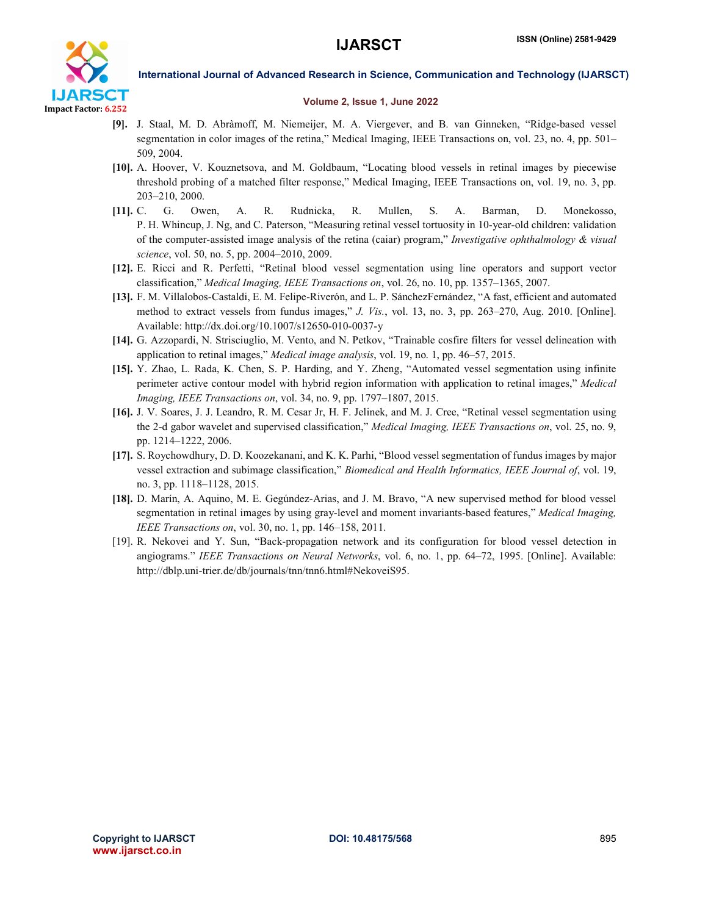- **[9].** J. Staal, M. D. Abràmoff, M. Niemeijer, M. A. Viergever, and B. van Ginneken, “Ridge-based vessel segmentation in color images of the retina,” Medical Imaging, IEEE Transactions on, vol. 23, no. 4, pp. 501–509, 2004.
- **[10].** A. Hoover, V. Kouznetsova, and M. Goldbaum, “Locating blood vessels in retinal images by piecewise threshold probing of a matched filter response,” Medical Imaging, IEEE Transactions on, vol. 19, no. 3, pp. 203–210, 2000.
- **[11].** C. G. Owen, A. R. Rudnicka, R. Mullen, S. A. Barman, D. Monekosso, P. H. Whincup, J. Ng, and C. Paterson, “Measuring retinal vessel tortuosity in 10-year-old children: validation of the computer-assisted image analysis of the retina (caiar) program,” *Investigative ophthalmology & visual science*, vol. 50, no. 5, pp. 2004–2010, 2009.
- **[12].** E. Ricci and R. Perfetti, “Retinal blood vessel segmentation using line operators and support vector classification,” *Medical Imaging, IEEE Transactions on*, vol. 26, no. 10, pp. 1357–1365, 2007.
- **[13].** F. M. Villalobos-Castaldi, E. M. Felipe-Riverón, and L. P. SánchezFernández, “A fast, efficient and automated method to extract vessels from fundus images,” *J. Vis.*, vol. 13, no. 3, pp. 263–270, Aug. 2010. [Online]. Available: http://dx.doi.org/10.1007/s12650-010-0037-y
- **[14].** G. Azzopardi, N. Strisciuglio, M. Vento, and N. Petkov, “Trainable cosfire filters for vessel delineation with application to retinal images,” *Medical image analysis*, vol. 19, no. 1, pp. 46–57, 2015.
- **[15].** Y. Zhao, L. Rada, K. Chen, S. P. Harding, and Y. Zheng, “Automated vessel segmentation using infinite perimeter active contour model with hybrid region information with application to retinal images,” *Medical Imaging, IEEE Transactions on*, vol. 34, no. 9, pp. 1797–1807, 2015.
- **[16].** J. V. Soares, J. J. Leandro, R. M. Cesar Jr, H. F. Jelinek, and M. J. Cree, “Retinal vessel segmentation using the 2-d gabor wavelet and supervised classification,” *Medical Imaging, IEEE Transactions on*, vol. 25, no. 9, pp. 1214–1222, 2006.
- **[17].** S. Roychowdhury, D. D. Koozekanani, and K. K. Parhi, “Blood vessel segmentation of fundus images by major vessel extraction and subimage classification,” *Biomedical and Health Informatics, IEEE Journal of*, vol. 19, no. 3, pp. 1118–1128, 2015.
- **[18].** D. Marín, A. Aquino, M. E. Gegúndez-Arias, and J. M. Bravo, “A new supervised method for blood vessel segmentation in retinal images by using gray-level and moment invariants-based features,” *Medical Imaging, IEEE Transactions on*, vol. 30, no. 1, pp. 146–158, 2011.
- [19]. R. Nekovei and Y. Sun, “Back-propagation network and its configuration for blood vessel detection in angiograms.” *IEEE Transactions on Neural Networks*, vol. 6, no. 1, pp. 64–72, 1995. [Online]. Available: http://dblp.uni-trier.de/db/journals/tnn/tnn6.html#NekoveiS95.